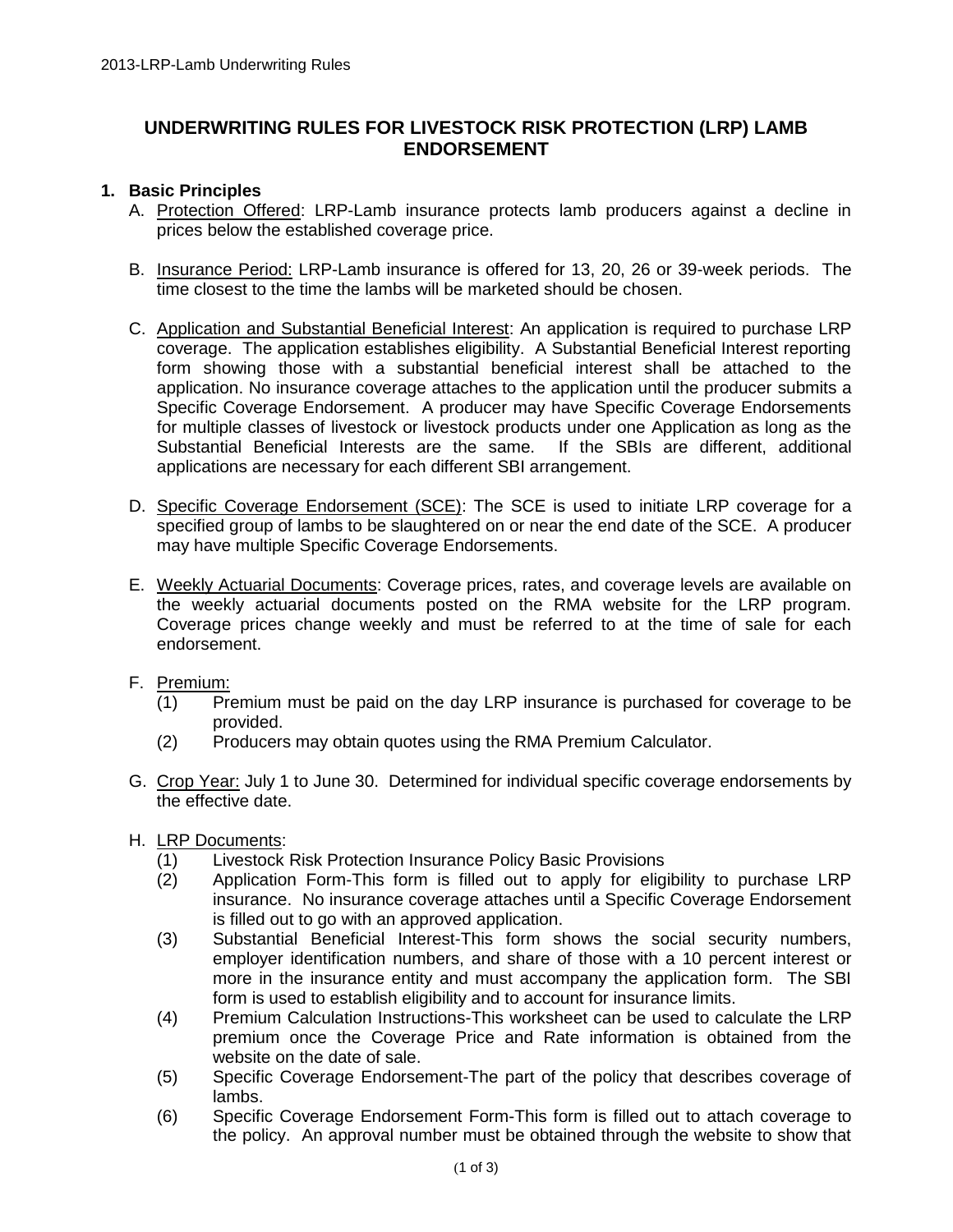# UNDERWRITING RULES FOR LIVESTOCK RISK PROTECTION (LRP) LAMB ENDORSEMENT

## 1. Basic Principles

A. Protection Offered: LRP-Lamb insurance protects lamb producers against a decline in prices below the established coverage price.

B. Insurance Period: LRP-Lamb insurance is offered for 13, 20, 26 or 39-week periods. The time closest to the time the lambs will be marketed should be chosen.

C. Application and Substantial Beneficial Interest: An application is required to purchase LRP coverage. The application establishes eligibility. A Substantial Beneficial Interest reporting form showing those with a substantial beneficial interest shall be attached to the application. No insurance coverage attaches to the application until the producer submits a Specific Coverage Endorsement. A producer may have Specific Coverage Endorsements for multiple classes of livestock or livestock products under one Application as long as the Substantial Beneficial Interests are the same. If the SBIs are different, additional applications are necessary for each different SBI arrangement.

D. Specific Coverage Endorsement (SCE): The SCE is used to initiate LRP coverage for a specified group of lambs to be slaughtered on or near the end date of the SCE. A producer may have multiple Specific Coverage Endorsements.

E. Weekly Actuarial Documents: Coverage prices, rates, and coverage levels are available on the weekly actuarial documents posted on the RMA website for the LRP program. Coverage prices change weekly and must be referred to at the time of sale for each endorsement.

F. Premium:
   (1) Premium must be paid on the day LRP insurance is purchased for coverage to be provided.
   (2) Producers may obtain quotes using the RMA Premium Calculator.

G. Crop Year: July 1 to June 30. Determined for individual specific coverage endorsements by the effective date.

H. LRP Documents:
   (1) Livestock Risk Protection Insurance Policy Basic Provisions
   (2) Application Form-This form is filled out to apply for eligibility to purchase LRP insurance. No insurance coverage attaches until a Specific Coverage Endorsement is filled out to go with an approved application.
   (3) Substantial Beneficial Interest-This form shows the social security numbers, employer identification numbers, and share of those with a 10 percent interest or more in the insurance entity and must accompany the application form. The SBI form is used to establish eligibility and to account for insurance limits.
   (4) Premium Calculation Instructions-This worksheet can be used to calculate the LRP premium once the Coverage Price and Rate information is obtained from the website on the date of sale.
   (5) Specific Coverage Endorsement-The part of the policy that describes coverage of lambs.
   (6) Specific Coverage Endorsement Form-This form is filled out to attach coverage to the policy. An approval number must be obtained through the website to show that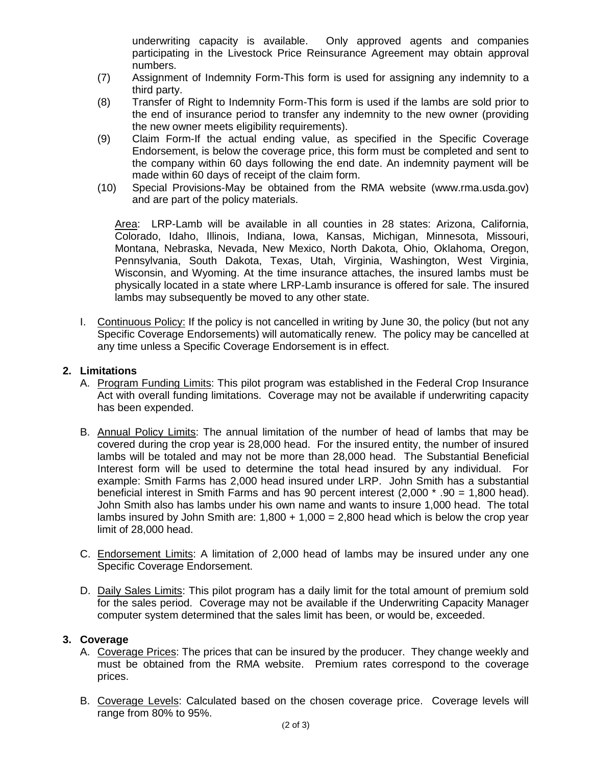underwriting capacity is available. Only approved agents and companies participating in the Livestock Price Reinsurance Agreement may obtain approval numbers.

(7) Assignment of Indemnity Form-This form is used for assigning any indemnity to a third party.

(8) Transfer of Right to Indemnity Form-This form is used if the lambs are sold prior to the end of insurance period to transfer any indemnity to the new owner (providing the new owner meets eligibility requirements).

(9) Claim Form-If the actual ending value, as specified in the Specific Coverage Endorsement, is below the coverage price, this form must be completed and sent to the company within 60 days following the end date. An indemnity payment will be made within 60 days of receipt of the claim form.

(10) Special Provisions-May be obtained from the RMA website (www.rma.usda.gov) and are part of the policy materials.

Area: LRP-Lamb will be available in all counties in 28 states: Arizona, California, Colorado, Idaho, Illinois, Indiana, Iowa, Kansas, Michigan, Minnesota, Missouri, Montana, Nebraska, Nevada, New Mexico, North Dakota, Ohio, Oklahoma, Oregon, Pennsylvania, South Dakota, Texas, Utah, Virginia, Washington, West Virginia, Wisconsin, and Wyoming. At the time insurance attaches, the insured lambs must be physically located in a state where LRP-Lamb insurance is offered for sale. The insured lambs may subsequently be moved to any other state.

I. Continuous Policy: If the policy is not cancelled in writing by June 30, the policy (but not any Specific Coverage Endorsements) will automatically renew. The policy may be cancelled at any time unless a Specific Coverage Endorsement is in effect.

## 2. Limitations

A. Program Funding Limits: This pilot program was established in the Federal Crop Insurance Act with overall funding limitations. Coverage may not be available if underwriting capacity has been expended.

B. Annual Policy Limits: The annual limitation of the number of head of lambs that may be covered during the crop year is 28,000 head. For the insured entity, the number of insured lambs will be totaled and may not be more than 28,000 head. The Substantial Beneficial Interest form will be used to determine the total head insured by any individual. For example: Smith Farms has 2,000 head insured under LRP. John Smith has a substantial beneficial interest in Smith Farms and has 90 percent interest (2,000 * .90 = 1,800 head). John Smith also has lambs under his own name and wants to insure 1,000 head. The total lambs insured by John Smith are: 1,800 + 1,000 = 2,800 head which is below the crop year limit of 28,000 head.

C. Endorsement Limits: A limitation of 2,000 head of lambs may be insured under any one Specific Coverage Endorsement.

D. Daily Sales Limits: This pilot program has a daily limit for the total amount of premium sold for the sales period. Coverage may not be available if the Underwriting Capacity Manager computer system determined that the sales limit has been, or would be, exceeded.

## 3. Coverage

A. Coverage Prices: The prices that can be insured by the producer. They change weekly and must be obtained from the RMA website. Premium rates correspond to the coverage prices.

B. Coverage Levels: Calculated based on the chosen coverage price. Coverage levels will range from 80% to 95%.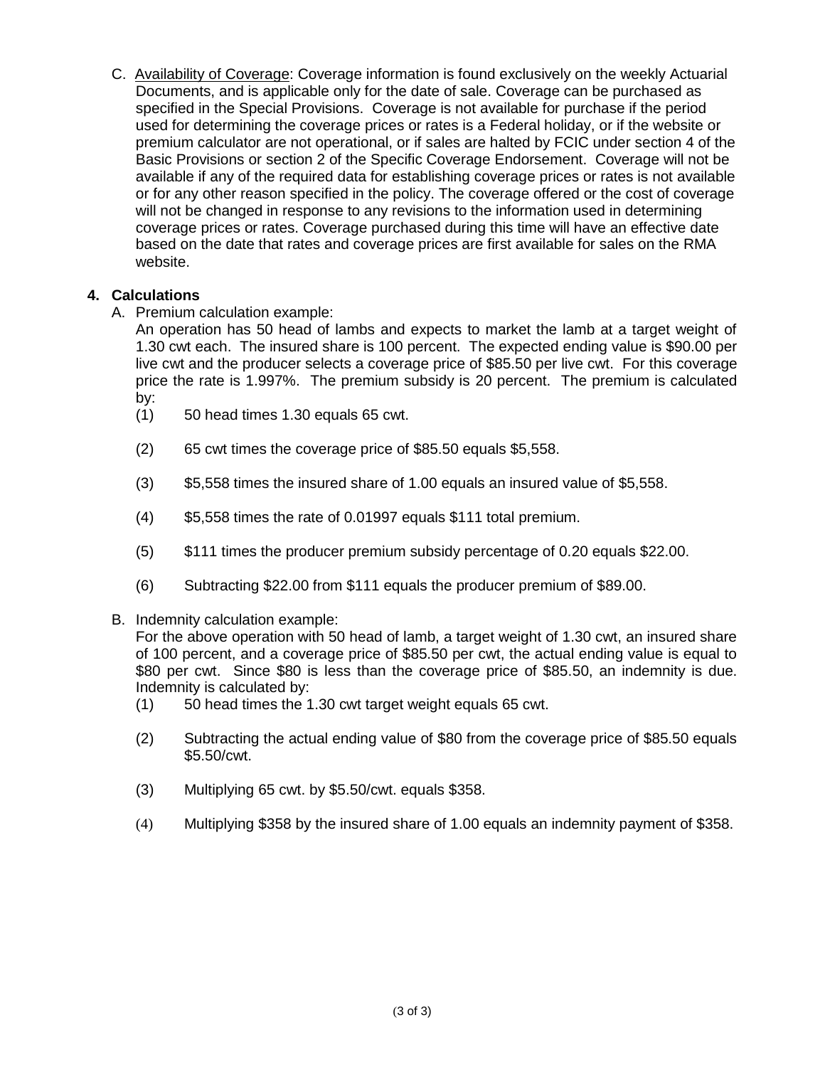C. Availability of Coverage: Coverage information is found exclusively on the weekly Actuarial Documents, and is applicable only for the date of sale. Coverage can be purchased as specified in the Special Provisions. Coverage is not available for purchase if the period used for determining the coverage prices or rates is a Federal holiday, or if the website or premium calculator are not operational, or if sales are halted by FCIC under section 4 of the Basic Provisions or section 2 of the Specific Coverage Endorsement. Coverage will not be available if any of the required data for establishing coverage prices or rates is not available or for any other reason specified in the policy. The coverage offered or the cost of coverage will not be changed in response to any revisions to the information used in determining coverage prices or rates. Coverage purchased during this time will have an effective date based on the date that rates and coverage prices are first available for sales on the RMA website.

## 4. Calculations

A. Premium calculation example:
An operation has 50 head of lambs and expects to market the lamb at a target weight of 1.30 cwt each. The insured share is 100 percent. The expected ending value is $90.00 per live cwt and the producer selects a coverage price of $85.50 per live cwt. For this coverage price the rate is 1.997%. The premium subsidy is 20 percent. The premium is calculated by:

(1) 50 head times 1.30 equals 65 cwt.

(2) 65 cwt times the coverage price of $85.50 equals $5,558.

(3) $5,558 times the insured share of 1.00 equals an insured value of $5,558.

(4) $5,558 times the rate of 0.01997 equals $111 total premium.

(5) $111 times the producer premium subsidy percentage of 0.20 equals $22.00.

(6) Subtracting $22.00 from $111 equals the producer premium of $89.00.

B. Indemnity calculation example:
For the above operation with 50 head of lamb, a target weight of 1.30 cwt, an insured share of 100 percent, and a coverage price of $85.50 per cwt, the actual ending value is equal to $80 per cwt. Since $80 is less than the coverage price of $85.50, an indemnity is due. Indemnity is calculated by:

(1) 50 head times the 1.30 cwt target weight equals 65 cwt.

(2) Subtracting the actual ending value of $80 from the coverage price of $85.50 equals $5.50/cwt.

(3) Multiplying 65 cwt. by $5.50/cwt. equals $358.

(4) Multiplying $358 by the insured share of 1.00 equals an indemnity payment of $358.